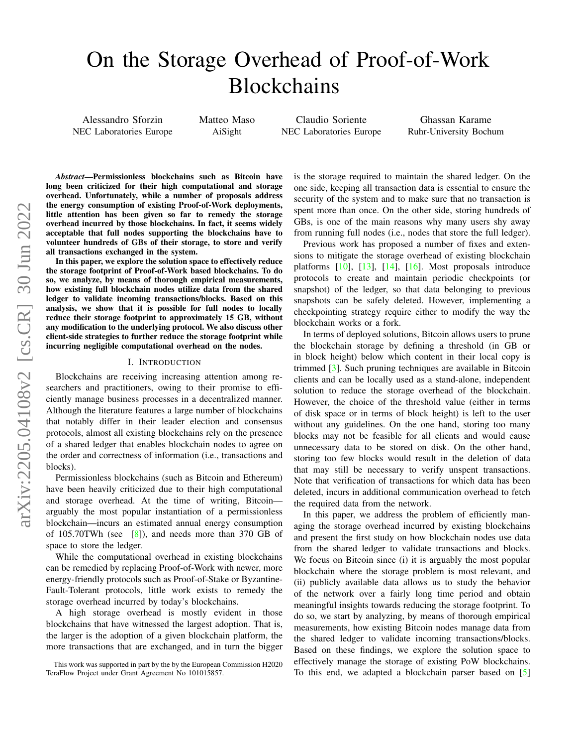# On the Storage Overhead of Proof-of-Work Blockchains

Alessandro Sforzin
NEC Laboratories Europe

Matteo Maso
AiSight

Claudio Soriente
NEC Laboratories Europe

Ghassan Karame
Ruhr-University Bochum

***Abstract*—Permissionless blockchains such as Bitcoin have long been criticized for their high computational and storage overhead. Unfortunately, while a number of proposals address the energy consumption of existing Proof-of-Work deployments, little attention has been given so far to remedy the storage overhead incurred by those blockchains. In fact, it seems widely acceptable that full nodes supporting the blockchains have to volunteer hundreds of GBs of their storage, to store and verify all transactions exchanged in the system.**

**In this paper, we explore the solution space to effectively reduce the storage footprint of Proof-of-Work based blockchains. To do so, we analyze, by means of thorough empirical measurements, how existing full blockchain nodes utilize data from the shared ledger to validate incoming transactions/blocks. Based on this analysis, we show that it is possible for full nodes to locally reduce their storage footprint to approximately 15 GB, without any modification to the underlying protocol. We also discuss other client-side strategies to further reduce the storage footprint while incurring negligible computational overhead on the nodes.**

## I. Introduction

Blockchains are receiving increasing attention among researchers and practitioners, owing to their promise to efficiently manage business processes in a decentralized manner. Although the literature features a large number of blockchains that notably differ in their leader election and consensus protocols, almost all existing blockchains rely on the presence of a shared ledger that enables blockchain nodes to agree on the order and correctness of information (i.e., transactions and blocks).

Permissionless blockchains (such as Bitcoin and Ethereum) have been heavily criticized due to their high computational and storage overhead. At the time of writing, Bitcoin—arguably the most popular instantiation of a permissionless blockchain—incurs an estimated annual energy consumption of 105.70TWh (see [8]), and needs more than 370 GB of space to store the ledger.

While the computational overhead in existing blockchains can be remedied by replacing Proof-of-Work with newer, more energy-friendly protocols such as Proof-of-Stake or Byzantine-Fault-Tolerant protocols, little work exists to remedy the storage overhead incurred by today's blockchains.

A high storage overhead is mostly evident in those blockchains that have witnessed the largest adoption. That is, the larger is the adoption of a given blockchain platform, the more transactions that are exchanged, and in turn the bigger is the storage required to maintain the shared ledger. On the one side, keeping all transaction data is essential to ensure the security of the system and to make sure that no transaction is spent more than once. On the other side, storing hundreds of GBs, is one of the main reasons why many users shy away from running full nodes (i.e., nodes that store the full ledger).

Previous work has proposed a number of fixes and extensions to mitigate the storage overhead of existing blockchain platforms [10], [13], [14], [16]. Most proposals introduce protocols to create and maintain periodic checkpoints (or snapshot) of the ledger, so that data belonging to previous snapshots can be safely deleted. However, implementing a checkpointing strategy require either to modify the way the blockchain works or a fork.

In terms of deployed solutions, Bitcoin allows users to prune the blockchain storage by defining a threshold (in GB or in block height) below which content in their local copy is trimmed [3]. Such pruning techniques are available in Bitcoin clients and can be locally used as a stand-alone, independent solution to reduce the storage overhead of the blockchain. However, the choice of the threshold value (either in terms of disk space or in terms of block height) is left to the user without any guidelines. On the one hand, storing too many blocks may not be feasible for all clients and would cause unnecessary data to be stored on disk. On the other hand, storing too few blocks would result in the deletion of data that may still be necessary to verify unspent transactions. Note that verification of transactions for which data has been deleted, incurs in additional communication overhead to fetch the required data from the network.

In this paper, we address the problem of efficiently managing the storage overhead incurred by existing blockchains and present the first study on how blockchain nodes use data from the shared ledger to validate transactions and blocks. We focus on Bitcoin since (i) it is arguably the most popular blockchain where the storage problem is most relevant, and (ii) publicly available data allows us to study the behavior of the network over a fairly long time period and obtain meaningful insights towards reducing the storage footprint. To do so, we start by analyzing, by means of thorough empirical measurements, how existing Bitcoin nodes manage data from the shared ledger to validate incoming transactions/blocks. Based on these findings, we explore the solution space to effectively manage the storage of existing PoW blockchains. To this end, we adapted a blockchain parser based on [5]

This work was supported in part by the by the European Commission H2020 TeraFlow Project under Grant Agreement No 101015857.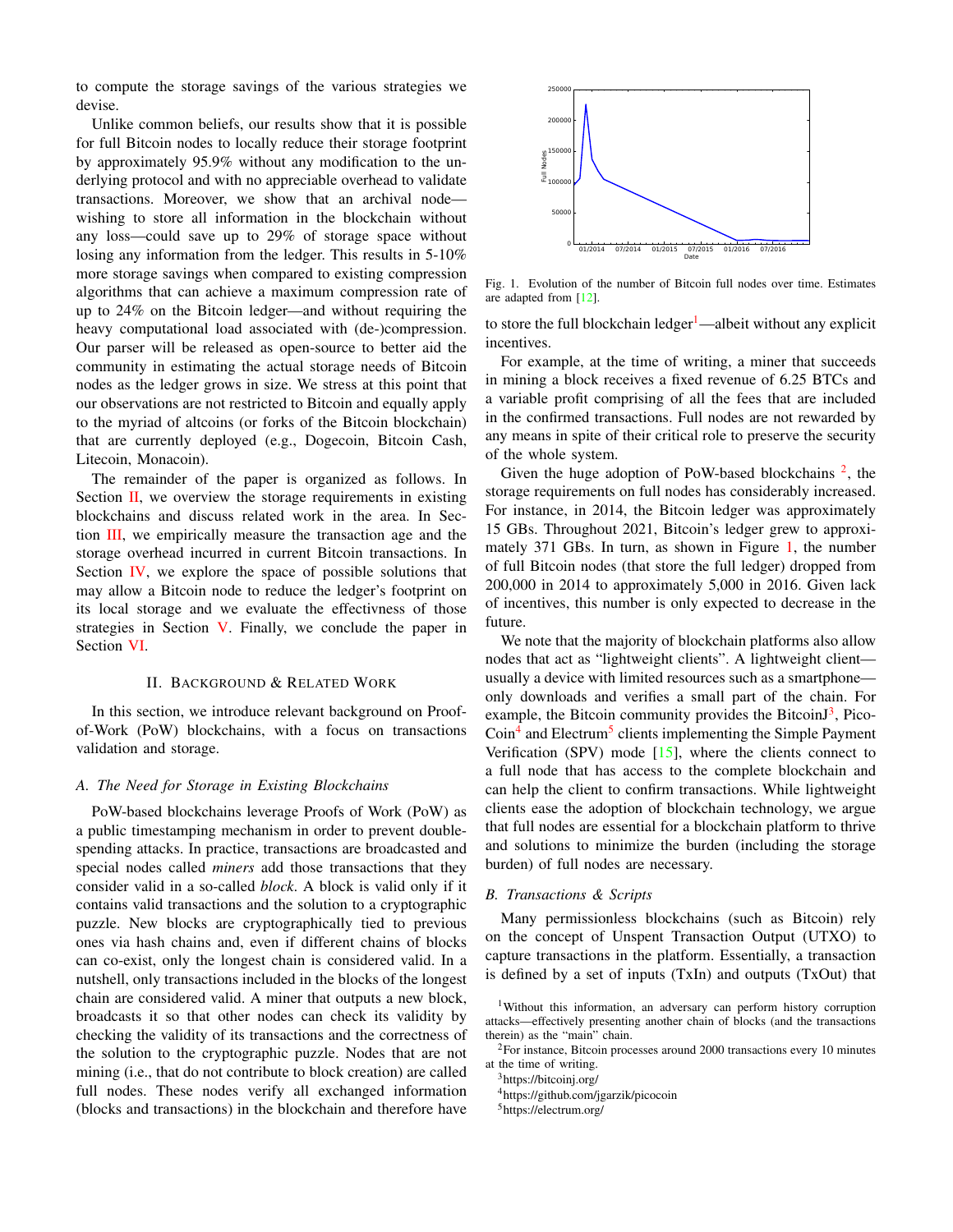to compute the storage savings of the various strategies we devise.

Unlike common beliefs, our results show that it is possible for full Bitcoin nodes to locally reduce their storage footprint by approximately 95.9% without any modification to the underlying protocol and with no appreciable overhead to validate transactions. Moreover, we show that an archival node—wishing to store all information in the blockchain without any loss—could save up to 29% of storage space without losing any information from the ledger. This results in 5-10% more storage savings when compared to existing compression algorithms that can achieve a maximum compression rate of up to 24% on the Bitcoin ledger—and without requiring the heavy computational load associated with (de-)compression. Our parser will be released as open-source to better aid the community in estimating the actual storage needs of Bitcoin nodes as the ledger grows in size. We stress at this point that our observations are not restricted to Bitcoin and equally apply to the myriad of altcoins (or forks of the Bitcoin blockchain) that are currently deployed (e.g., Dogecoin, Bitcoin Cash, Litecoin, Monacoin).

The remainder of the paper is organized as follows. In Section II, we overview the storage requirements in existing blockchains and discuss related work in the area. In Section III, we empirically measure the transaction age and the storage overhead incurred in current Bitcoin transactions. In Section IV, we explore the space of possible solutions that may allow a Bitcoin node to reduce the ledger's footprint on its local storage and we evaluate the effectivness of those strategies in Section V. Finally, we conclude the paper in Section VI.

## II. Background & Related Work

In this section, we introduce relevant background on Proof-of-Work (PoW) blockchains, with a focus on transactions validation and storage.

### A. The Need for Storage in Existing Blockchains

PoW-based blockchains leverage Proofs of Work (PoW) as a public timestamping mechanism in order to prevent double-spending attacks. In practice, transactions are broadcasted and special nodes called *miners* add those transactions that they consider valid in a so-called *block*. A block is valid only if it contains valid transactions and the solution to a cryptographic puzzle. New blocks are cryptographically tied to previous ones via hash chains and, even if different chains of blocks can co-exist, only the longest chain is considered valid. In a nutshell, only transactions included in the blocks of the longest chain are considered valid. A miner that outputs a new block, broadcasts it so that other nodes can check its validity by checking the validity of its transactions and the correctness of the solution to the cryptographic puzzle. Nodes that are not mining (i.e., that do not contribute to block creation) are called full nodes. These nodes verify all exchanged information (blocks and transactions) in the blockchain and therefore have to store the full blockchain ledger[1]—albeit without any explicit incentives.

Fig. 1. Evolution of the number of Bitcoin full nodes over time. Estimates are adapted from [12].

For example, at the time of writing, a miner that succeeds in mining a block receives a fixed revenue of 6.25 BTCs and a variable profit comprising of all the fees that are included in the confirmed transactions. Full nodes are not rewarded by any means in spite of their critical role to preserve the security of the whole system.

Given the huge adoption of PoW-based blockchains [2], the storage requirements on full nodes has considerably increased. For instance, in 2014, the Bitcoin ledger was approximately 15 GBs. Throughout 2021, Bitcoin's ledger grew to approximately 371 GBs. In turn, as shown in Figure 1, the number of full Bitcoin nodes (that store the full ledger) dropped from 200,000 in 2014 to approximately 5,000 in 2016. Given lack of incentives, this number is only expected to decrease in the future.

We note that the majority of blockchain platforms also allow nodes that act as "lightweight clients". A lightweight client—usually a device with limited resources such as a smartphone—only downloads and verifies a small part of the chain. For example, the Bitcoin community provides the BitcoinJ[3], PicoCoin[4] and Electrum[5] clients implementing the Simple Payment Verification (SPV) mode [15], where the clients connect to a full node that has access to the complete blockchain and can help the client to confirm transactions. While lightweight clients ease the adoption of blockchain technology, we argue that full nodes are essential for a blockchain platform to thrive and solutions to minimize the burden (including the storage burden) of full nodes are necessary.

### B. Transactions & Scripts

Many permissionless blockchains (such as Bitcoin) rely on the concept of Unspent Transaction Output (UTXO) to capture transactions in the platform. Essentially, a transaction is defined by a set of inputs (TxIn) and outputs (TxOut) that

[1] Without this information, an adversary can perform history corruption attacks—effectively presenting another chain of blocks (and the transactions therein) as the "main" chain.

[2] For instance, Bitcoin processes around 2000 transactions every 10 minutes at the time of writing.

[3] https://bitcoinj.org/

[4] https://github.com/jgarzik/picocoin

[5] https://electrum.org/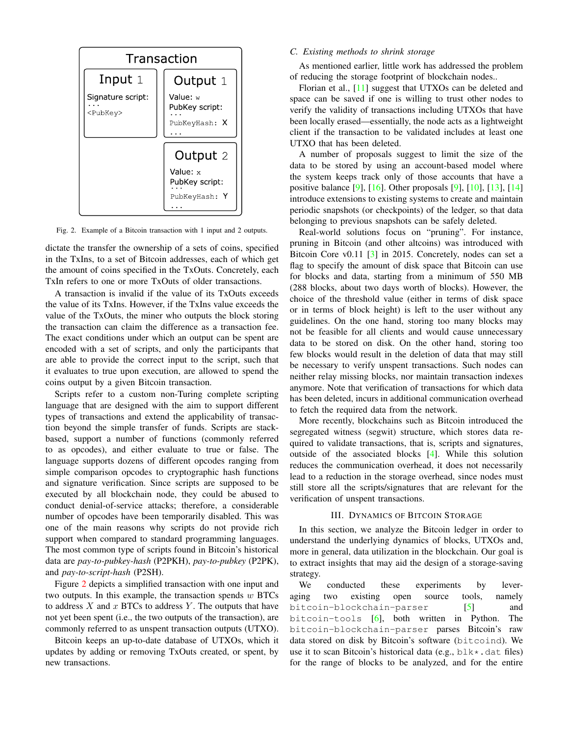Fig. 2. Example of a Bitcoin transaction with 1 input and 2 outputs.

dictate the transfer the ownership of a sets of coins, specified in the TxIns, to a set of Bitcoin addresses, each of which get the amount of coins specified in the TxOuts. Concretely, each TxIn refers to one or more TxOuts of older transactions.

A transaction is invalid if the value of its TxOuts exceeds the value of its TxIns. However, if the TxIns value exceeds the value of the TxOuts, the miner who outputs the block storing the transaction can claim the difference as a transaction fee. The exact conditions under which an output can be spent are encoded with a set of scripts, and only the participants that are able to provide the correct input to the script, such that it evaluates to true upon execution, are allowed to spend the coins output by a given Bitcoin transaction.

Scripts refer to a custom non-Turing complete scripting language that are designed with the aim to support different types of transactions and extend the applicability of transaction beyond the simple transfer of funds. Scripts are stack-based, support a number of functions (commonly referred to as opcodes), and either evaluate to true or false. The language supports dozens of different opcodes ranging from simple comparison opcodes to cryptographic hash functions and signature verification. Since scripts are supposed to be executed by all blockchain node, they could be abused to conduct denial-of-service attacks; therefore, a considerable number of opcodes have been temporarily disabled. This was one of the main reasons why scripts do not provide rich support when compared to standard programming languages. The most common type of scripts found in Bitcoin's historical data are *pay-to-pubkey-hash* (P2PKH), *pay-to-pubkey* (P2PK), and *pay-to-script-hash* (P2SH).

Figure 2 depicts a simplified transaction with one input and two outputs. In this example, the transaction spends $w$ BTCs to address $X$ and $x$ BTCs to address $Y$. The outputs that have not yet been spent (i.e., the two outputs of the transaction), are commonly referred to as unspent transaction outputs (UTXO).

Bitcoin keeps an up-to-date database of UTXOs, which it updates by adding or removing TxOuts created, or spent, by new transactions.

### C. Existing methods to shrink storage

As mentioned earlier, little work has addressed the problem of reducing the storage footprint of blockchain nodes..

Florian et al., [11] suggest that UTXOs can be deleted and space can be saved if one is willing to trust other nodes to verify the validity of transactions including UTXOs that have been locally erased—essentially, the node acts as a lightweight client if the transaction to be validated includes at least one UTXO that has been deleted.

A number of proposals suggest to limit the size of the data to be stored by using an account-based model where the system keeps track only of those accounts that have a positive balance [9], [16]. Other proposals [9], [10], [13], [14] introduce extensions to existing systems to create and maintain periodic snapshots (or checkpoints) of the ledger, so that data belonging to previous snapshots can be safely deleted.

Real-world solutions focus on "pruning". For instance, pruning in Bitcoin (and other altcoins) was introduced with Bitcoin Core v0.11 [3] in 2015. Concretely, nodes can set a flag to specify the amount of disk space that Bitcoin can use for blocks and data, starting from a minimum of 550 MB (288 blocks, about two days worth of blocks). However, the choice of the threshold value (either in terms of disk space or in terms of block height) is left to the user without any guidelines. On the one hand, storing too many blocks may not be feasible for all clients and would cause unnecessary data to be stored on disk. On the other hand, storing too few blocks would result in the deletion of data that may still be necessary to verify unspent transactions. Such nodes can neither relay missing blocks, nor maintain transaction indexes anymore. Note that verification of transactions for which data has been deleted, incurs in additional communication overhead to fetch the required data from the network.

More recently, blockchains such as Bitcoin introduced the segregated witness (segwit) structure, which stores data required to validate transactions, that is, scripts and signatures, outside of the associated blocks [4]. While this solution reduces the communication overhead, it does not necessarily lead to a reduction in the storage overhead, since nodes must still store all the scripts/signatures that are relevant for the verification of unspent transactions.

## III. Dynamics of Bitcoin Storage

In this section, we analyze the Bitcoin ledger in order to understand the underlying dynamics of blocks, UTXOs and, more in general, data utilization in the blockchain. Our goal is to extract insights that may aid the design of a storage-saving strategy.

We conducted these experiments by leveraging two existing open source tools, namely `bitcoin-blockchain-parser` [5] and `bitcoin-tools` [6], both written in Python. The `bitcoin-blockchain-parser` parses Bitcoin's raw data stored on disk by Bitcoin's software (`bitcoind`). We use it to scan Bitcoin's historical data (e.g., `blk*.dat` files) for the range of blocks to be analyzed, and for the entire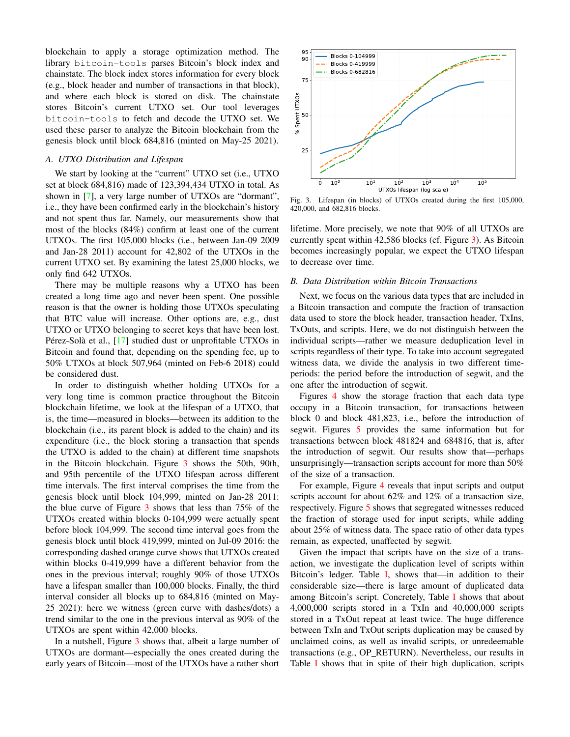blockchain to apply a storage optimization method. The library `bitcoin-tools` parses Bitcoin's block index and chainstate. The block index stores information for every block (e.g., block header and number of transactions in that block), and where each block is stored on disk. The chainstate stores Bitcoin's current UTXO set. Our tool leverages `bitcoin-tools` to fetch and decode the UTXO set. We used these parser to analyze the Bitcoin blockchain from the genesis block until block 684,816 (minted on May-25 2021).

### A. UTXO Distribution and Lifespan

We start by looking at the "current" UTXO set (i.e., UTXO set at block 684,816) made of 123,394,434 UTXO in total. As shown in [7], a very large number of UTXOs are "dormant", i.e., they have been confirmed early in the blockchain's history and not spent thus far. Namely, our measurements show that most of the blocks (84%) confirm at least one of the current UTXOs. The first 105,000 blocks (i.e., between Jan-09 2009 and Jan-28 2011) account for 42,802 of the UTXOs in the current UTXO set. By examining the latest 25,000 blocks, we only find 642 UTXOs.

There may be multiple reasons why a UTXO has been created a long time ago and never been spent. One possible reason is that the owner is holding those UTXOs speculating that BTC value will increase. Other options are, e.g., dust UTXO or UTXO belonging to secret keys that have been lost. Pérez-Solà et al., [17] studied dust or unprofitable UTXOs in Bitcoin and found that, depending on the spending fee, up to 50% UTXOs at block 507,964 (minted on Feb-6 2018) could be considered dust.

In order to distinguish whether holding UTXOs for a very long time is common practice throughout the Bitcoin blockchain lifetime, we look at the lifespan of a UTXO, that is, the time—measured in blocks—between its addition to the blockchain (i.e., its parent block is added to the chain) and its expenditure (i.e., the block storing a transaction that spends the UTXO is added to the chain) at different time snapshots in the Bitcoin blockchain. Figure 3 shows the 50th, 90th, and 95th percentile of the UTXO lifespan across different time intervals. The first interval comprises the time from the genesis block until block 104,999, minted on Jan-28 2011: the blue curve of Figure 3 shows that less than 75% of the UTXOs created within blocks 0-104,999 were actually spent before block 104,999. The second time interval goes from the genesis block until block 419,999, minted on Jul-09 2016: the corresponding dashed orange curve shows that UTXOs created within blocks 0-419,999 have a different behavior from the ones in the previous interval; roughly 90% of those UTXOs have a lifespan smaller than 100,000 blocks. Finally, the third interval consider all blocks up to 684,816 (minted on May-25 2021): here we witness (green curve with dashes/dots) a trend similar to the one in the previous interval as 90% of the UTXOs are spent within 42,000 blocks.

In a nutshell, Figure 3 shows that, albeit a large number of UTXOs are dormant—especially the ones created during the early years of Bitcoin—most of the UTXOs have a rather short lifetime. More precisely, we note that 90% of all UTXOs are currently spent within 42,586 blocks (cf. Figure 3). As Bitcoin becomes increasingly popular, we expect the UTXO lifespan to decrease over time.

Fig. 3. Lifespan (in blocks) of UTXOs created during the first 105,000, 420,000, and 682,816 blocks.

### B. Data Distribution within Bitcoin Transactions

Next, we focus on the various data types that are included in a Bitcoin transaction and compute the fraction of transaction data used to store the block header, transaction header, TxIns, TxOuts, and scripts. Here, we do not distinguish between the individual scripts—rather we measure deduplication level in scripts regardless of their type. To take into account segregated witness data, we divide the analysis in two different time-periods: the period before the introduction of segwit, and the one after the introduction of segwit.

Figures 4 show the storage fraction that each data type occupy in a Bitcoin transaction, for transactions between block 0 and block 481,823, i.e., before the introduction of segwit. Figures 5 provides the same information but for transactions between block 481824 and 684816, that is, after the introduction of segwit. Our results show that—perhaps unsurprisingly—transaction scripts account for more than 50% of the size of a transaction.

For example, Figure 4 reveals that input scripts and output scripts account for about 62% and 12% of a transaction size, respectively. Figure 5 shows that segregated witnesses reduced the fraction of storage used for input scripts, while adding about 25% of witness data. The space ratio of other data types remain, as expected, unaffected by segwit.

Given the impact that scripts have on the size of a transaction, we investigate the duplication level of scripts within Bitcoin's ledger. Table I, shows that—in addition to their considerable size—there is large amount of duplicated data among Bitcoin's script. Concretely, Table I shows that about 4,000,000 scripts stored in a TxIn and 40,000,000 scripts stored in a TxOut repeat at least twice. The huge difference between TxIn and TxOut scripts duplication may be caused by unclaimed coins, as well as invalid scripts, or unredeemable transactions (e.g., OP_RETURN). Nevertheless, our results in Table I shows that in spite of their high duplication, scripts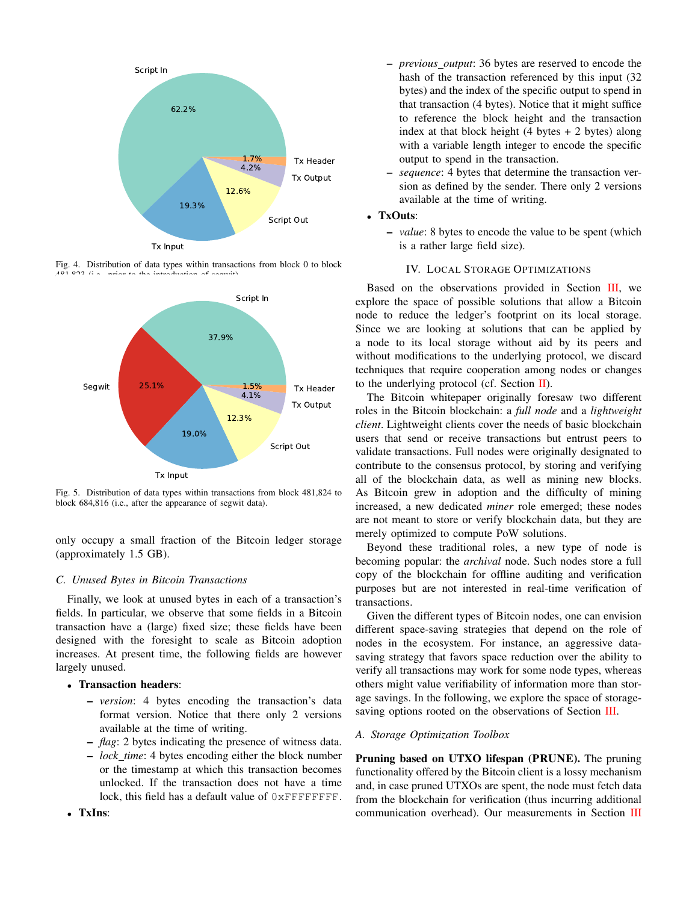Fig. 4. Distribution of data types within transactions from block 0 to block 481,823 (i.e., prior to the introduction of segwit).

Fig. 5. Distribution of data types within transactions from block 481,824 to block 684,816 (i.e., after the appearance of segwit data).

only occupy a small fraction of the Bitcoin ledger storage (approximately 1.5 GB).

### C. Unused Bytes in Bitcoin Transactions

Finally, we look at unused bytes in each of a transaction's fields. In particular, we observe that some fields in a Bitcoin transaction have a (large) fixed size; these fields have been designed with the foresight to scale as Bitcoin adoption increases. At present time, the following fields are however largely unused.

- **Transaction headers**:
  - *version*: 4 bytes encoding the transaction's data format version. Notice that there only 2 versions available at the time of writing.
  - *flag*: 2 bytes indicating the presence of witness data.
  - *lock_time*: 4 bytes encoding either the block number or the timestamp at which this transaction becomes unlocked. If the transaction does not have a time lock, this field has a default value of `0xFFFFFFFF`.
- **TxIns**:
  - *previous_output*: 36 bytes are reserved to encode the hash of the transaction referenced by this input (32 bytes) and the index of the specific output to spend in that transaction (4 bytes). Notice that it might suffice to reference the block height and the transaction index at that block height (4 bytes + 2 bytes) along with a variable length integer to encode the specific output to spend in the transaction.
  - *sequence*: 4 bytes that determine the transaction version as defined by the sender. There only 2 versions available at the time of writing.
- **TxOuts**:
  - *value*: 8 bytes to encode the value to be spent (which is a rather large field size).

## IV. Local Storage Optimizations

Based on the observations provided in Section III, we explore the space of possible solutions that allow a Bitcoin node to reduce the ledger's footprint on its local storage. Since we are looking at solutions that can be applied by a node to its local storage without aid by its peers and without modifications to the underlying protocol, we discard techniques that require cooperation among nodes or changes to the underlying protocol (cf. Section II).

The Bitcoin whitepaper originally foresaw two different roles in the Bitcoin blockchain: a *full node* and a *lightweight client*. Lightweight clients cover the needs of basic blockchain users that send or receive transactions but entrust peers to validate transactions. Full nodes were originally designated to contribute to the consensus protocol, by storing and verifying all of the blockchain data, as well as mining new blocks. As Bitcoin grew in adoption and the difficulty of mining increased, a new dedicated *miner* role emerged; these nodes are not meant to store or verify blockchain data, but they are merely optimized to compute PoW solutions.

Beyond these traditional roles, a new type of node is becoming popular: the *archival* node. Such nodes store a full copy of the blockchain for offline auditing and verification purposes but are not interested in real-time verification of transactions.

Given the different types of Bitcoin nodes, one can envision different space-saving strategies that depend on the role of nodes in the ecosystem. For instance, an aggressive data-saving strategy that favors space reduction over the ability to verify all transactions may work for some node types, whereas others might value verifiability of information more than storage savings. In the following, we explore the space of storage-saving options rooted on the observations of Section III.

### A. Storage Optimization Toolbox

**Pruning based on UTXO lifespan (PRUNE).** The pruning functionality offered by the Bitcoin client is a lossy mechanism and, in case pruned UTXOs are spent, the node must fetch data from the blockchain for verification (thus incurring additional communication overhead). Our measurements in Section III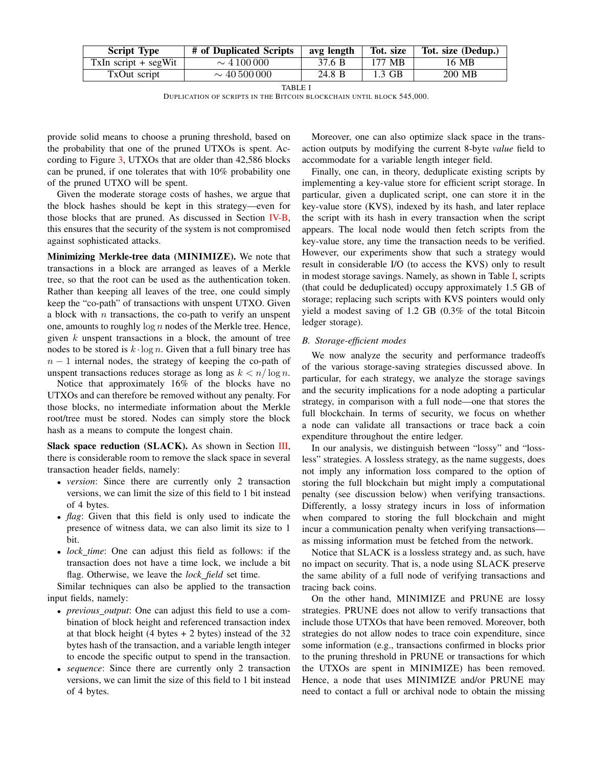| Script Type | # of Duplicated Scripts | avg length | Tot. size | Tot. size (Dedup.) |
|---|---|---|---|---|
| TxIn script + segWit | $\sim 4\,100\,000$ | 37.6 B | 177 MB | 16 MB |
| TxOut script | $\sim 40\,500\,000$ | 24.8 B | 1.3 GB | 200 MB |

TABLE I
DUPLICATION OF SCRIPTS IN THE BITCOIN BLOCKCHAIN UNTIL BLOCK 545,000.

provide solid means to choose a pruning threshold, based on the probability that one of the pruned UTXOs is spent. According to Figure 3, UTXOs that are older than 42,586 blocks can be pruned, if one tolerates that with 10% probability one of the pruned UTXO will be spent.

Given the moderate storage costs of hashes, we argue that the block hashes should be kept in this strategy—even for those blocks that are pruned. As discussed in Section IV-B, this ensures that the security of the system is not compromised against sophisticated attacks.

**Minimizing Merkle-tree data (MINIMIZE).** We note that transactions in a block are arranged as leaves of a Merkle tree, so that the root can be used as the authentication token. Rather than keeping all leaves of the tree, one could simply keep the "co-path" of transactions with unspent UTXO. Given a block with $n$ transactions, the co-path to verify an unspent one, amounts to roughly $\log n$ nodes of the Merkle tree. Hence, given $k$ unspent transactions in a block, the amount of tree nodes to be stored is $k \cdot \log n$. Given that a full binary tree has $n-1$ internal nodes, the strategy of keeping the co-path of unspent transactions reduces storage as long as $k < n/\log n$.

Notice that approximately 16% of the blocks have no UTXOs and can therefore be removed without any penalty. For those blocks, no intermediate information about the Merkle root/tree must be stored. Nodes can simply store the block hash as a means to compute the longest chain.

**Slack space reduction (SLACK).** As shown in Section III, there is considerable room to remove the slack space in several transaction header fields, namely:

- *version*: Since there are currently only 2 transaction versions, we can limit the size of this field to 1 bit instead of 4 bytes.
- *flag*: Given that this field is only used to indicate the presence of witness data, we can also limit its size to 1 bit.
- *lock_time*: One can adjust this field as follows: if the transaction does not have a time lock, we include a bit flag. Otherwise, we leave the *lock_field* set time.

Similar techniques can also be applied to the transaction input fields, namely:

- *previous_output*: One can adjust this field to use a combination of block height and referenced transaction index at that block height (4 bytes + 2 bytes) instead of the 32 bytes hash of the transaction, and a variable length integer to encode the specific output to spend in the transaction.
- *sequence*: Since there are currently only 2 transaction versions, we can limit the size of this field to 1 bit instead of 4 bytes.

Moreover, one can also optimize slack space in the transaction outputs by modifying the current 8-byte *value* field to accommodate for a variable length integer field.

Finally, one can, in theory, deduplicate existing scripts by implementing a key-value store for efficient script storage. In particular, given a duplicated script, one can store it in the key-value store (KVS), indexed by its hash, and later replace the script with its hash in every transaction when the script appears. The local node would then fetch scripts from the key-value store, any time the transaction needs to be verified. However, our experiments show that such a strategy would result in considerable I/O (to access the KVS) only to result in modest storage savings. Namely, as shown in Table I, scripts (that could be deduplicated) occupy approximately 1.5 GB of storage; replacing such scripts with KVS pointers would only yield a modest saving of 1.2 GB (0.3% of the total Bitcoin ledger storage).

### B. Storage-efficient modes

We now analyze the security and performance tradeoffs of the various storage-saving strategies discussed above. In particular, for each strategy, we analyze the storage savings and the security implications for a node adopting a particular strategy, in comparison with a full node—one that stores the full blockchain. In terms of security, we focus on whether a node can validate all transactions or trace back a coin expenditure throughout the entire ledger.

In our analysis, we distinguish between "lossy" and "lossless" strategies. A lossless strategy, as the name suggests, does not imply any information loss compared to the option of storing the full blockchain but might imply a computational penalty (see discussion below) when verifying transactions. Differently, a lossy strategy incurs in loss of information when compared to storing the full blockchain and might incur a communication penalty when verifying transactions—as missing information must be fetched from the network.

Notice that SLACK is a lossless strategy and, as such, have no impact on security. That is, a node using SLACK preserve the same ability of a full node of verifying transactions and tracing back coins.

On the other hand, MINIMIZE and PRUNE are lossy strategies. PRUNE does not allow to verify transactions that include those UTXOs that have been removed. Moreover, both strategies do not allow nodes to trace coin expenditure, since some information (e.g., transactions confirmed in blocks prior to the pruning threshold in PRUNE or transactions for which the UTXOs are spent in MINIMIZE) has been removed. Hence, a node that uses MINIMIZE and/or PRUNE may need to contact a full or archival node to obtain the missing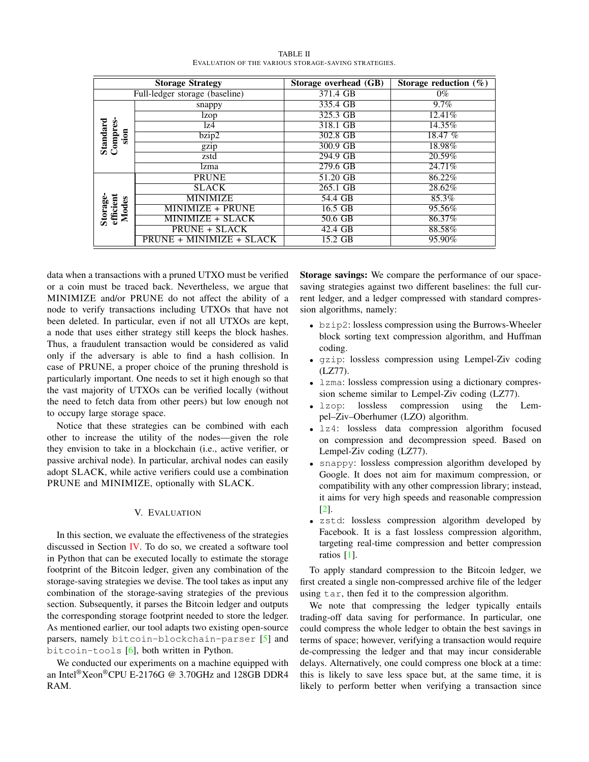TABLE II
EVALUATION OF THE VARIOUS STORAGE-SAVING STRATEGIES.

| Storage Strategy | | Storage overhead (GB) | Storage reduction (%) |
|---|---|---|---|
| Full-ledger storage (baseline) | | 371.4 GB | 0% |
| Standard Compression | snappy | 335.4 GB | 9.7% |
| | lzop | 325.3 GB | 12.41% |
| | lz4 | 318.1 GB | 14.35% |
| | bzip2 | 302.8 GB | 18.47 % |
| | gzip | 300.9 GB | 18.98% |
| | zstd | 294.9 GB | 20.59% |
| | lzma | 279.6 GB | 24.71% |
| Storage-efficient Modes | PRUNE | 51.20 GB | 86.22% |
| | SLACK | 265.1 GB | 28.62% |
| | MINIMIZE | 54.4 GB | 85.3% |
| | MINIMIZE + PRUNE | 16.5 GB | 95.56% |
| | MINIMIZE + SLACK | 50.6 GB | 86.37% |
| | PRUNE + SLACK | 42.4 GB | 88.58% |
| | PRUNE + MINIMIZE + SLACK | 15.2 GB | 95.90% |

data when a transactions with a pruned UTXO must be verified or a coin must be traced back. Nevertheless, we argue that MINIMIZE and/or PRUNE do not affect the ability of a node to verify transactions including UTXOs that have not been deleted. In particular, even if not all UTXOs are kept, a node that uses either strategy still keeps the block hashes. Thus, a fraudulent transaction would be considered as valid only if the adversary is able to find a hash collision. In case of PRUNE, a proper choice of the pruning threshold is particularly important. One needs to set it high enough so that the vast majority of UTXOs can be verified locally (without the need to fetch data from other peers) but low enough not to occupy large storage space.

Notice that these strategies can be combined with each other to increase the utility of the nodes—given the role they envision to take in a blockchain (i.e., active verifier, or passive archival node). In particular, archival nodes can easily adopt SLACK, while active verifiers could use a combination PRUNE and MINIMIZE, optionally with SLACK.

## V. EVALUATION

In this section, we evaluate the effectiveness of the strategies discussed in Section IV. To do so, we created a software tool in Python that can be executed locally to estimate the storage footprint of the Bitcoin ledger, given any combination of the storage-saving strategies we devise. The tool takes as input any combination of the storage-saving strategies of the previous section. Subsequently, it parses the Bitcoin ledger and outputs the corresponding storage footprint needed to store the ledger. As mentioned earlier, our tool adapts two existing open-source parsers, namely `bitcoin-blockchain-parser` [5] and `bitcoin-tools` [6], both written in Python.

We conducted our experiments on a machine equipped with an Intel®Xeon®CPU E-2176G @ 3.70GHz and 128GB DDR4 RAM.

**Storage savings:** We compare the performance of our space-saving strategies against two different baselines: the full current ledger, and a ledger compressed with standard compression algorithms, namely:

- `bzip2`: lossless compression using the Burrows-Wheeler block sorting text compression algorithm, and Huffman coding.
- `gzip`: lossless compression using Lempel-Ziv coding (LZ77).
- `lzma`: lossless compression using a dictionary compression scheme similar to Lempel-Ziv coding (LZ77).
- `lzop`: lossless compression using the Lempel–Ziv–Oberhumer (LZO) algorithm.
- `lz4`: lossless data compression algorithm focused on compression and decompression speed. Based on Lempel-Ziv coding (LZ77).
- `snappy`: lossless compression algorithm developed by Google. It does not aim for maximum compression, or compatibility with any other compression library; instead, it aims for very high speeds and reasonable compression [2].
- `zstd`: lossless compression algorithm developed by Facebook. It is a fast lossless compression algorithm, targeting real-time compression and better compression ratios [1].

To apply standard compression to the Bitcoin ledger, we first created a single non-compressed archive file of the ledger using `tar`, then fed it to the compression algorithm.

We note that compressing the ledger typically entails trading-off data saving for performance. In particular, one could compress the whole ledger to obtain the best savings in terms of space; however, verifying a transaction would require de-compressing the ledger and that may incur considerable delays. Alternatively, one could compress one block at a time: this is likely to save less space but, at the same time, it is likely to perform better when verifying a transaction since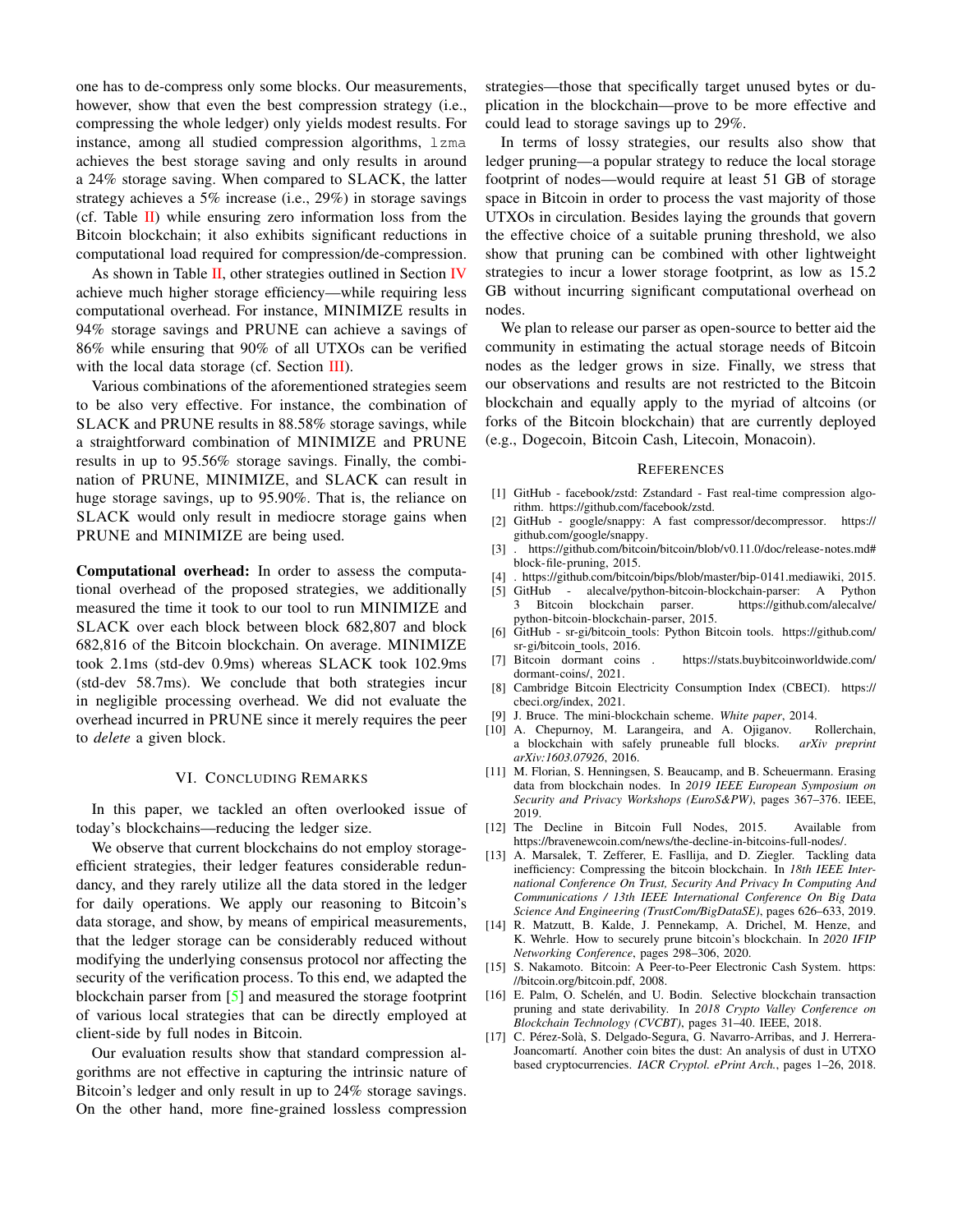one has to de-compress only some blocks. Our measurements, however, show that even the best compression strategy (i.e., compressing the whole ledger) only yields modest results. For instance, among all studied compression algorithms, `lzma` achieves the best storage saving and only results in around a 24% storage saving. When compared to SLACK, the latter strategy achieves a 5% increase (i.e., 29%) in storage savings (cf. Table II) while ensuring zero information loss from the Bitcoin blockchain; it also exhibits significant reductions in computational load required for compression/de-compression.

As shown in Table II, other strategies outlined in Section IV achieve much higher storage efficiency—while requiring less computational overhead. For instance, MINIMIZE results in 94% storage savings and PRUNE can achieve a savings of 86% while ensuring that 90% of all UTXOs can be verified with the local data storage (cf. Section III).

Various combinations of the aforementioned strategies seem to be also very effective. For instance, the combination of SLACK and PRUNE results in 88.58% storage savings, while a straightforward combination of MINIMIZE and PRUNE results in up to 95.56% storage savings. Finally, the combination of PRUNE, MINIMIZE, and SLACK can result in huge storage savings, up to 95.90%. That is, the reliance on SLACK would only result in mediocre storage gains when PRUNE and MINIMIZE are being used.

**Computational overhead:** In order to assess the computational overhead of the proposed strategies, we additionally measured the time it took to our tool to run MINIMIZE and SLACK over each block between block 682,807 and block 682,816 of the Bitcoin blockchain. On average. MINIMIZE took 2.1ms (std-dev 0.9ms) whereas SLACK took 102.9ms (std-dev 58.7ms). We conclude that both strategies incur in negligible processing overhead. We did not evaluate the overhead incurred in PRUNE since it merely requires the peer to *delete* a given block.

## VI. Concluding Remarks

In this paper, we tackled an often overlooked issue of today's blockchains—reducing the ledger size.

We observe that current blockchains do not employ storage-efficient strategies, their ledger features considerable redundancy, and they rarely utilize all the data stored in the ledger for daily operations. We apply our reasoning to Bitcoin's data storage, and show, by means of empirical measurements, that the ledger storage can be considerably reduced without modifying the underlying consensus protocol nor affecting the security of the verification process. To this end, we adapted the blockchain parser from [5] and measured the storage footprint of various local strategies that can be directly employed at client-side by full nodes in Bitcoin.

Our evaluation results show that standard compression algorithms are not effective in capturing the intrinsic nature of Bitcoin's ledger and only result in up to 24% storage savings. On the other hand, more fine-grained lossless compression strategies—those that specifically target unused bytes or duplication in the blockchain—prove to be more effective and could lead to storage savings up to 29%.

In terms of lossy strategies, our results also show that ledger pruning—a popular strategy to reduce the local storage footprint of nodes—would require at least 51 GB of storage space in Bitcoin in order to process the vast majority of those UTXOs in circulation. Besides laying the grounds that govern the effective choice of a suitable pruning threshold, we also show that pruning can be combined with other lightweight strategies to incur a lower storage footprint, as low as 15.2 GB without incurring significant computational overhead on nodes.

We plan to release our parser as open-source to better aid the community in estimating the actual storage needs of Bitcoin nodes as the ledger grows in size. Finally, we stress that our observations and results are not restricted to the Bitcoin blockchain and equally apply to the myriad of altcoins (or forks of the Bitcoin blockchain) that are currently deployed (e.g., Dogecoin, Bitcoin Cash, Litecoin, Monacoin).

## References

[1] GitHub - facebook/zstd: Zstandard - Fast real-time compression algorithm. https://github.com/facebook/zstd.

[2] GitHub - google/snappy: A fast compressor/decompressor. https://github.com/google/snappy.

[3] . https://github.com/bitcoin/bitcoin/blob/v0.11.0/doc/release-notes.md#block-file-pruning, 2015.

[4] . https://github.com/bitcoin/bips/blob/master/bip-0141.mediawiki, 2015.

[5] GitHub - alecalve/python-bitcoin-blockchain-parser: A Python 3 Bitcoin blockchain parser. https://github.com/alecalve/python-bitcoin-blockchain-parser, 2015.

[6] GitHub - sr-gi/bitcoin_tools: Python Bitcoin tools. https://github.com/sr-gi/bitcoin_tools, 2016.

[7] Bitcoin dormant coins . https://stats.buybitcoinworldwide.com/dormant-coins/, 2021.

[8] Cambridge Bitcoin Electricity Consumption Index (CBECI). https://cbeci.org/index, 2021.

[9] J. Bruce. The mini-blockchain scheme. *White paper*, 2014.

[10] A. Chepurnoy, M. Larangeira, and A. Ojiganov. Rollerchain, a blockchain with safely pruneable full blocks. *arXiv preprint arXiv:1603.07926*, 2016.

[11] M. Florian, S. Henningsen, S. Beaucamp, and B. Scheuermann. Erasing data from blockchain nodes. In *2019 IEEE European Symposium on Security and Privacy Workshops (EuroS&PW)*, pages 367–376. IEEE, 2019.

[12] The Decline in Bitcoin Full Nodes, 2015. Available from https://bravenewcoin.com/news/the-decline-in-bitcoins-full-nodes/.

[13] A. Marsalek, T. Zefferer, E. Fasllija, and D. Ziegler. Tackling data inefficiency: Compressing the bitcoin blockchain. In *18th IEEE International Conference On Trust, Security And Privacy In Computing And Communications / 13th IEEE International Conference On Big Data Science And Engineering (TrustCom/BigDataSE)*, pages 626–633, 2019.

[14] R. Matzutt, B. Kalde, J. Pennekamp, A. Drichel, M. Henze, and K. Wehrle. How to securely prune bitcoin's blockchain. In *2020 IFIP Networking Conference*, pages 298–306, 2020.

[15] S. Nakamoto. Bitcoin: A Peer-to-Peer Electronic Cash System. https://bitcoin.org/bitcoin.pdf, 2008.

[16] E. Palm, O. Schelén, and U. Bodin. Selective blockchain transaction pruning and state derivability. In *2018 Crypto Valley Conference on Blockchain Technology (CVCBT)*, pages 31–40. IEEE, 2018.

[17] C. Pérez-Solà, S. Delgado-Segura, G. Navarro-Arribas, and J. Herrera-Joancomartí. Another coin bites the dust: An analysis of dust in UTXO based cryptocurrencies. *IACR Cryptol. ePrint Arch.*, pages 1–26, 2018.